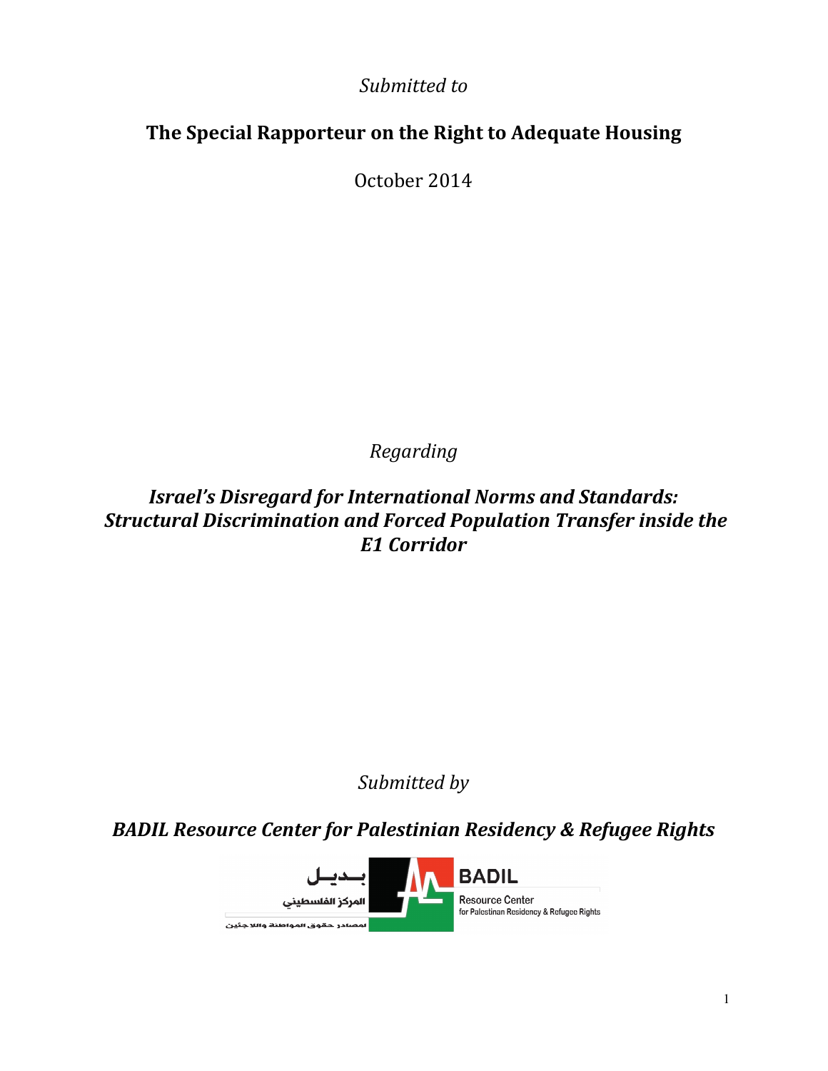*Submitted to*

## The Special Rapporteur on the Right to Adequate Housing

October 2014

*Regarding*

# *Israel's Disregard for International Norms and Standards: Structural Discrimination and Forced Population Transfer inside the E1 Corridor*

*Submitted by*

## *BADIL Resource Center for Palestinian Residency & Refugee Rights*

بـديـل
المركز الفلسطيني
لمصادر حقوق المواطنة واللاجئين

BADIL
Resource Center
for Palestinian Residency & Refugee Rights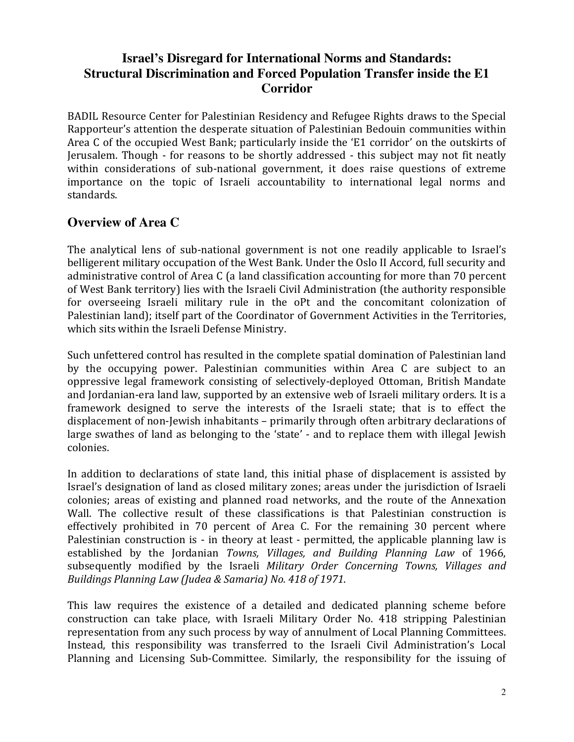# Israel's Disregard for International Norms and Standards: Structural Discrimination and Forced Population Transfer inside the E1 Corridor

BADIL Resource Center for Palestinian Residency and Refugee Rights draws to the Special Rapporteur's attention the desperate situation of Palestinian Bedouin communities within Area C of the occupied West Bank; particularly inside the 'E1 corridor' on the outskirts of Jerusalem. Though - for reasons to be shortly addressed - this subject may not fit neatly within considerations of sub-national government, it does raise questions of extreme importance on the topic of Israeli accountability to international legal norms and standards.

## Overview of Area C

The analytical lens of sub-national government is not one readily applicable to Israel's belligerent military occupation of the West Bank. Under the Oslo II Accord, full security and administrative control of Area C (a land classification accounting for more than 70 percent of West Bank territory) lies with the Israeli Civil Administration (the authority responsible for overseeing Israeli military rule in the oPt and the concomitant colonization of Palestinian land); itself part of the Coordinator of Government Activities in the Territories, which sits within the Israeli Defense Ministry.

Such unfettered control has resulted in the complete spatial domination of Palestinian land by the occupying power. Palestinian communities within Area C are subject to an oppressive legal framework consisting of selectively-deployed Ottoman, British Mandate and Jordanian-era land law, supported by an extensive web of Israeli military orders. It is a framework designed to serve the interests of the Israeli state; that is to effect the displacement of non-Jewish inhabitants – primarily through often arbitrary declarations of large swathes of land as belonging to the 'state' - and to replace them with illegal Jewish colonies.

In addition to declarations of state land, this initial phase of displacement is assisted by Israel's designation of land as closed military zones; areas under the jurisdiction of Israeli colonies; areas of existing and planned road networks, and the route of the Annexation Wall. The collective result of these classifications is that Palestinian construction is effectively prohibited in 70 percent of Area C. For the remaining 30 percent where Palestinian construction is - in theory at least - permitted, the applicable planning law is established by the Jordanian *Towns, Villages, and Building Planning Law* of 1966, subsequently modified by the Israeli *Military Order Concerning Towns, Villages and Buildings Planning Law (Judea & Samaria) No. 418 of 1971*.

This law requires the existence of a detailed and dedicated planning scheme before construction can take place, with Israeli Military Order No. 418 stripping Palestinian representation from any such process by way of annulment of Local Planning Committees. Instead, this responsibility was transferred to the Israeli Civil Administration's Local Planning and Licensing Sub-Committee. Similarly, the responsibility for the issuing of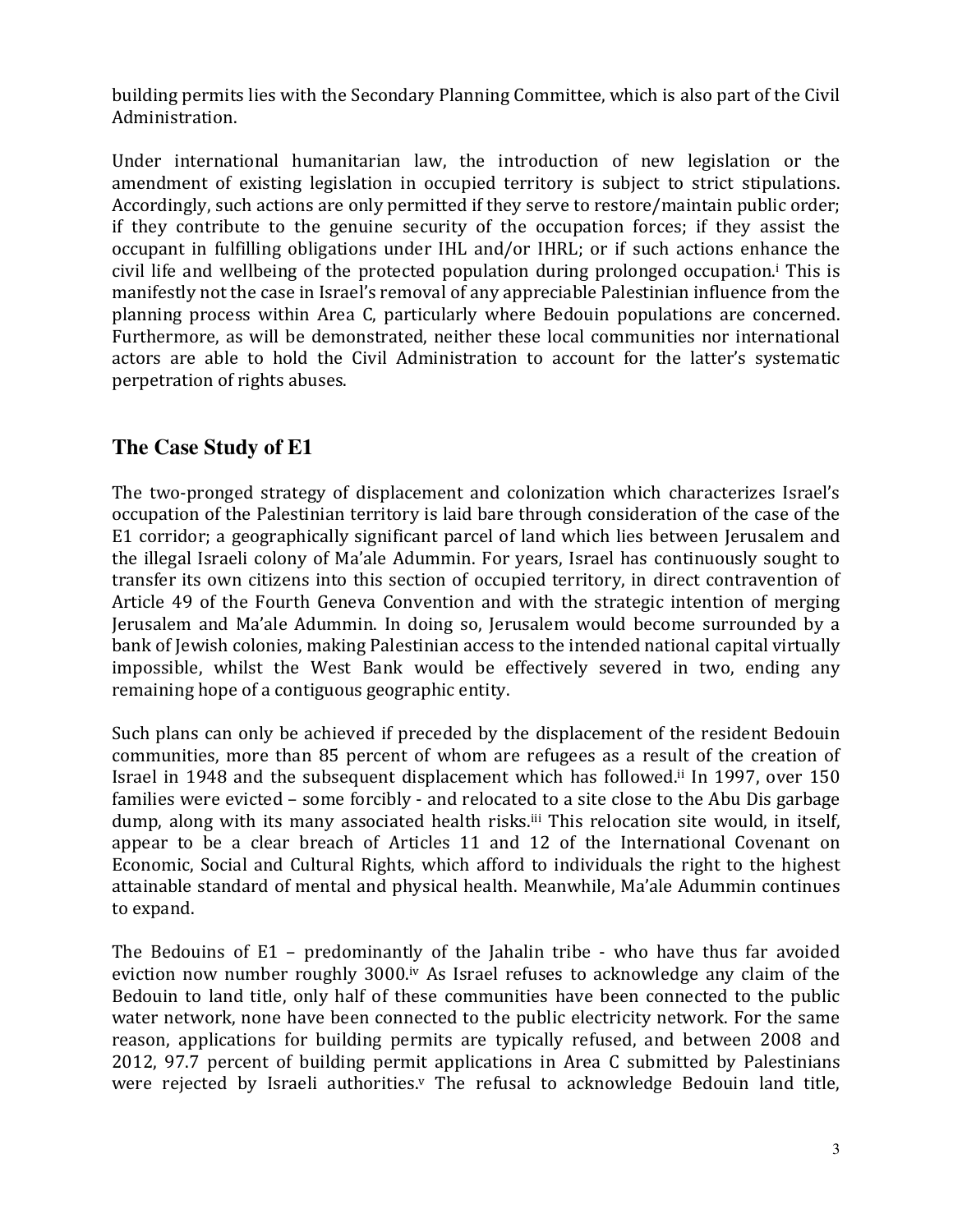building permits lies with the Secondary Planning Committee, which is also part of the Civil Administration.

Under international humanitarian law, the introduction of new legislation or the amendment of existing legislation in occupied territory is subject to strict stipulations. Accordingly, such actions are only permitted if they serve to restore/maintain public order; if they contribute to the genuine security of the occupation forces; if they assist the occupant in fulfilling obligations under IHL and/or IHRL; or if such actions enhance the civil life and wellbeing of the protected population during prolonged occupation.[i] This is manifestly not the case in Israel's removal of any appreciable Palestinian influence from the planning process within Area C, particularly where Bedouin populations are concerned. Furthermore, as will be demonstrated, neither these local communities nor international actors are able to hold the Civil Administration to account for the latter's systematic perpetration of rights abuses.

## The Case Study of E1

The two-pronged strategy of displacement and colonization which characterizes Israel's occupation of the Palestinian territory is laid bare through consideration of the case of the E1 corridor; a geographically significant parcel of land which lies between Jerusalem and the illegal Israeli colony of Ma'ale Adummin. For years, Israel has continuously sought to transfer its own citizens into this section of occupied territory, in direct contravention of Article 49 of the Fourth Geneva Convention and with the strategic intention of merging Jerusalem and Ma'ale Adummin. In doing so, Jerusalem would become surrounded by a bank of Jewish colonies, making Palestinian access to the intended national capital virtually impossible, whilst the West Bank would be effectively severed in two, ending any remaining hope of a contiguous geographic entity.

Such plans can only be achieved if preceded by the displacement of the resident Bedouin communities, more than 85 percent of whom are refugees as a result of the creation of Israel in 1948 and the subsequent displacement which has followed.[ii] In 1997, over 150 families were evicted – some forcibly - and relocated to a site close to the Abu Dis garbage dump, along with its many associated health risks.[iii] This relocation site would, in itself, appear to be a clear breach of Articles 11 and 12 of the International Covenant on Economic, Social and Cultural Rights, which afford to individuals the right to the highest attainable standard of mental and physical health. Meanwhile, Ma'ale Adummin continues to expand.

The Bedouins of E1 – predominantly of the Jahalin tribe - who have thus far avoided eviction now number roughly 3000.[iv] As Israel refuses to acknowledge any claim of the Bedouin to land title, only half of these communities have been connected to the public water network, none have been connected to the public electricity network. For the same reason, applications for building permits are typically refused, and between 2008 and 2012, 97.7 percent of building permit applications in Area C submitted by Palestinians were rejected by Israeli authorities.[v] The refusal to acknowledge Bedouin land title,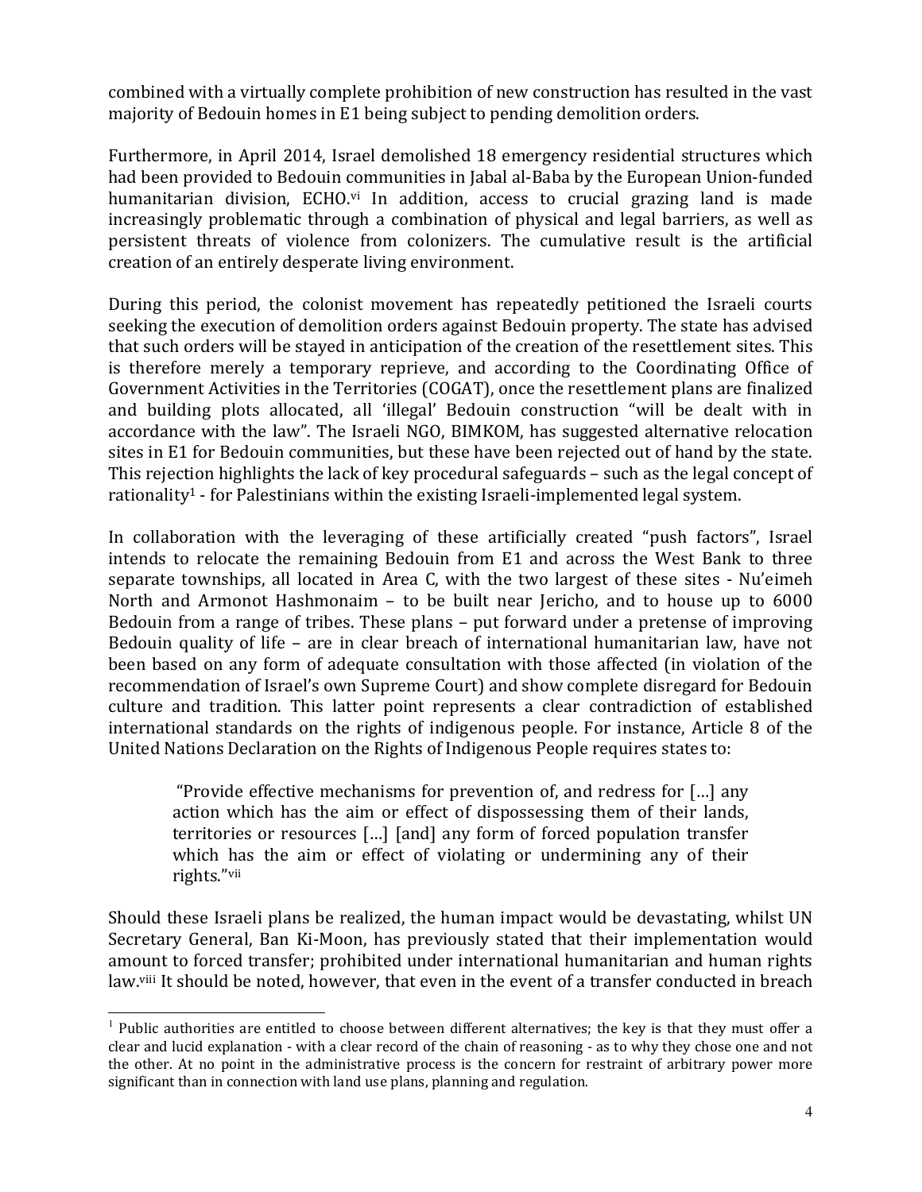combined with a virtually complete prohibition of new construction has resulted in the vast majority of Bedouin homes in E1 being subject to pending demolition orders.

Furthermore, in April 2014, Israel demolished 18 emergency residential structures which had been provided to Bedouin communities in Jabal al-Baba by the European Union-funded humanitarian division, ECHO.[vi] In addition, access to crucial grazing land is made increasingly problematic through a combination of physical and legal barriers, as well as persistent threats of violence from colonizers. The cumulative result is the artificial creation of an entirely desperate living environment.

During this period, the colonist movement has repeatedly petitioned the Israeli courts seeking the execution of demolition orders against Bedouin property. The state has advised that such orders will be stayed in anticipation of the creation of the resettlement sites. This is therefore merely a temporary reprieve, and according to the Coordinating Office of Government Activities in the Territories (COGAT), once the resettlement plans are finalized and building plots allocated, all 'illegal' Bedouin construction "will be dealt with in accordance with the law". The Israeli NGO, BIMKOM, has suggested alternative relocation sites in E1 for Bedouin communities, but these have been rejected out of hand by the state. This rejection highlights the lack of key procedural safeguards – such as the legal concept of rationality[1] - for Palestinians within the existing Israeli-implemented legal system.

In collaboration with the leveraging of these artificially created "push factors", Israel intends to relocate the remaining Bedouin from E1 and across the West Bank to three separate townships, all located in Area C, with the two largest of these sites - Nu'eimeh North and Armonot Hashmonaim – to be built near Jericho, and to house up to 6000 Bedouin from a range of tribes. These plans – put forward under a pretense of improving Bedouin quality of life – are in clear breach of international humanitarian law, have not been based on any form of adequate consultation with those affected (in violation of the recommendation of Israel's own Supreme Court) and show complete disregard for Bedouin culture and tradition. This latter point represents a clear contradiction of established international standards on the rights of indigenous people. For instance, Article 8 of the United Nations Declaration on the Rights of Indigenous People requires states to:

> "Provide effective mechanisms for prevention of, and redress for […] any action which has the aim or effect of dispossessing them of their lands, territories or resources […] [and] any form of forced population transfer which has the aim or effect of violating or undermining any of their rights."[vii]

Should these Israeli plans be realized, the human impact would be devastating, whilst UN Secretary General, Ban Ki-Moon, has previously stated that their implementation would amount to forced transfer; prohibited under international humanitarian and human rights law.[viii] It should be noted, however, that even in the event of a transfer conducted in breach

[1] Public authorities are entitled to choose between different alternatives; the key is that they must offer a clear and lucid explanation - with a clear record of the chain of reasoning - as to why they chose one and not the other. At no point in the administrative process is the concern for restraint of arbitrary power more significant than in connection with land use plans, planning and regulation.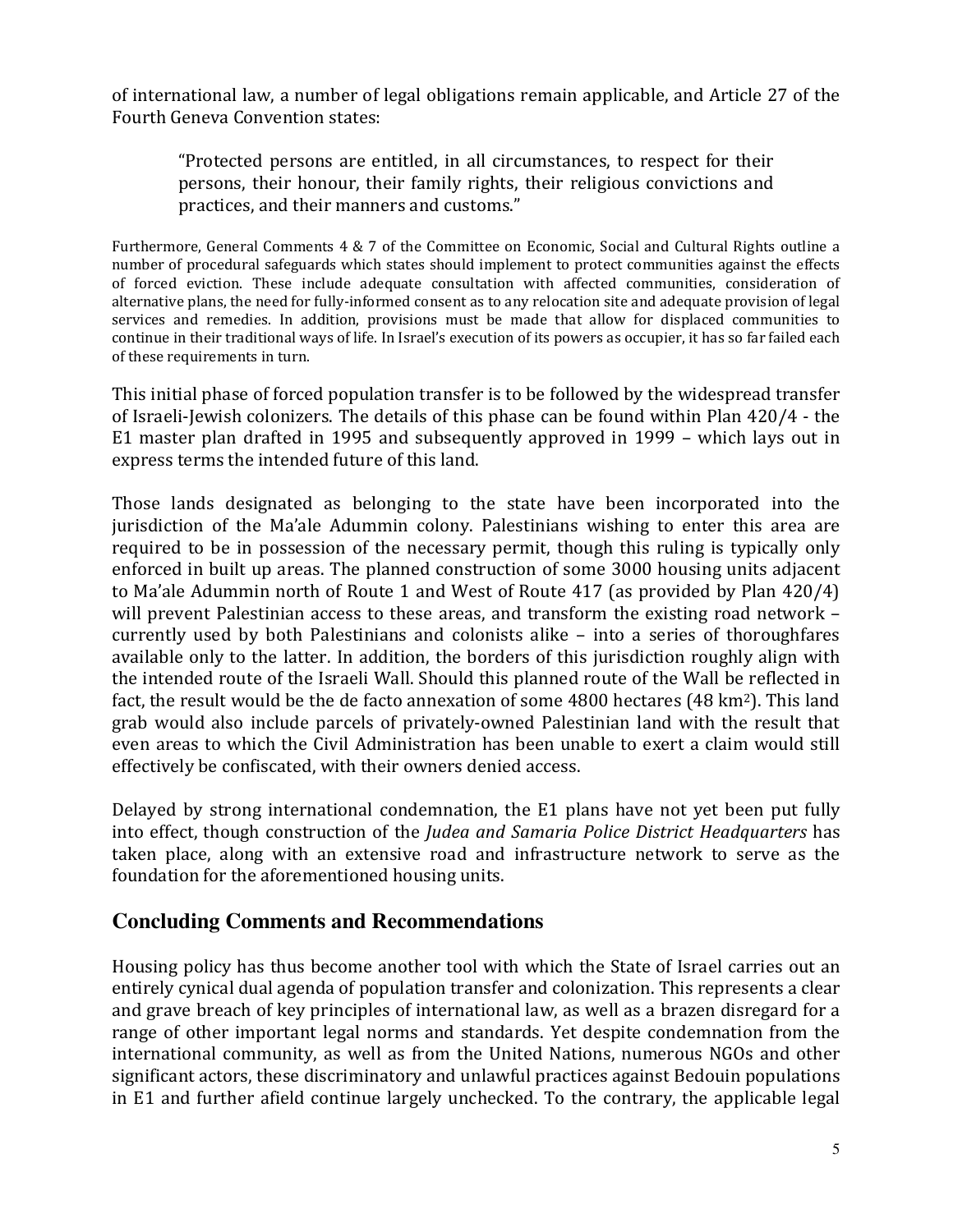of international law, a number of legal obligations remain applicable, and Article 27 of the Fourth Geneva Convention states:

> "Protected persons are entitled, in all circumstances, to respect for their persons, their honour, their family rights, their religious convictions and practices, and their manners and customs."

Furthermore, General Comments 4 & 7 of the Committee on Economic, Social and Cultural Rights outline a number of procedural safeguards which states should implement to protect communities against the effects of forced eviction. These include adequate consultation with affected communities, consideration of alternative plans, the need for fully-informed consent as to any relocation site and adequate provision of legal services and remedies. In addition, provisions must be made that allow for displaced communities to continue in their traditional ways of life. In Israel's execution of its powers as occupier, it has so far failed each of these requirements in turn.

This initial phase of forced population transfer is to be followed by the widespread transfer of Israeli-Jewish colonizers. The details of this phase can be found within Plan 420/4 - the E1 master plan drafted in 1995 and subsequently approved in 1999 – which lays out in express terms the intended future of this land.

Those lands designated as belonging to the state have been incorporated into the jurisdiction of the Ma'ale Adummin colony. Palestinians wishing to enter this area are required to be in possession of the necessary permit, though this ruling is typically only enforced in built up areas. The planned construction of some 3000 housing units adjacent to Ma'ale Adummin north of Route 1 and West of Route 417 (as provided by Plan 420/4) will prevent Palestinian access to these areas, and transform the existing road network – currently used by both Palestinians and colonists alike – into a series of thoroughfares available only to the latter. In addition, the borders of this jurisdiction roughly align with the intended route of the Israeli Wall. Should this planned route of the Wall be reflected in fact, the result would be the de facto annexation of some 4800 hectares (48 $km^2$). This land grab would also include parcels of privately-owned Palestinian land with the result that even areas to which the Civil Administration has been unable to exert a claim would still effectively be confiscated, with their owners denied access.

Delayed by strong international condemnation, the E1 plans have not yet been put fully into effect, though construction of the *Judea and Samaria Police District Headquarters* has taken place, along with an extensive road and infrastructure network to serve as the foundation for the aforementioned housing units.

## Concluding Comments and Recommendations

Housing policy has thus become another tool with which the State of Israel carries out an entirely cynical dual agenda of population transfer and colonization. This represents a clear and grave breach of key principles of international law, as well as a brazen disregard for a range of other important legal norms and standards. Yet despite condemnation from the international community, as well as from the United Nations, numerous NGOs and other significant actors, these discriminatory and unlawful practices against Bedouin populations in E1 and further afield continue largely unchecked. To the contrary, the applicable legal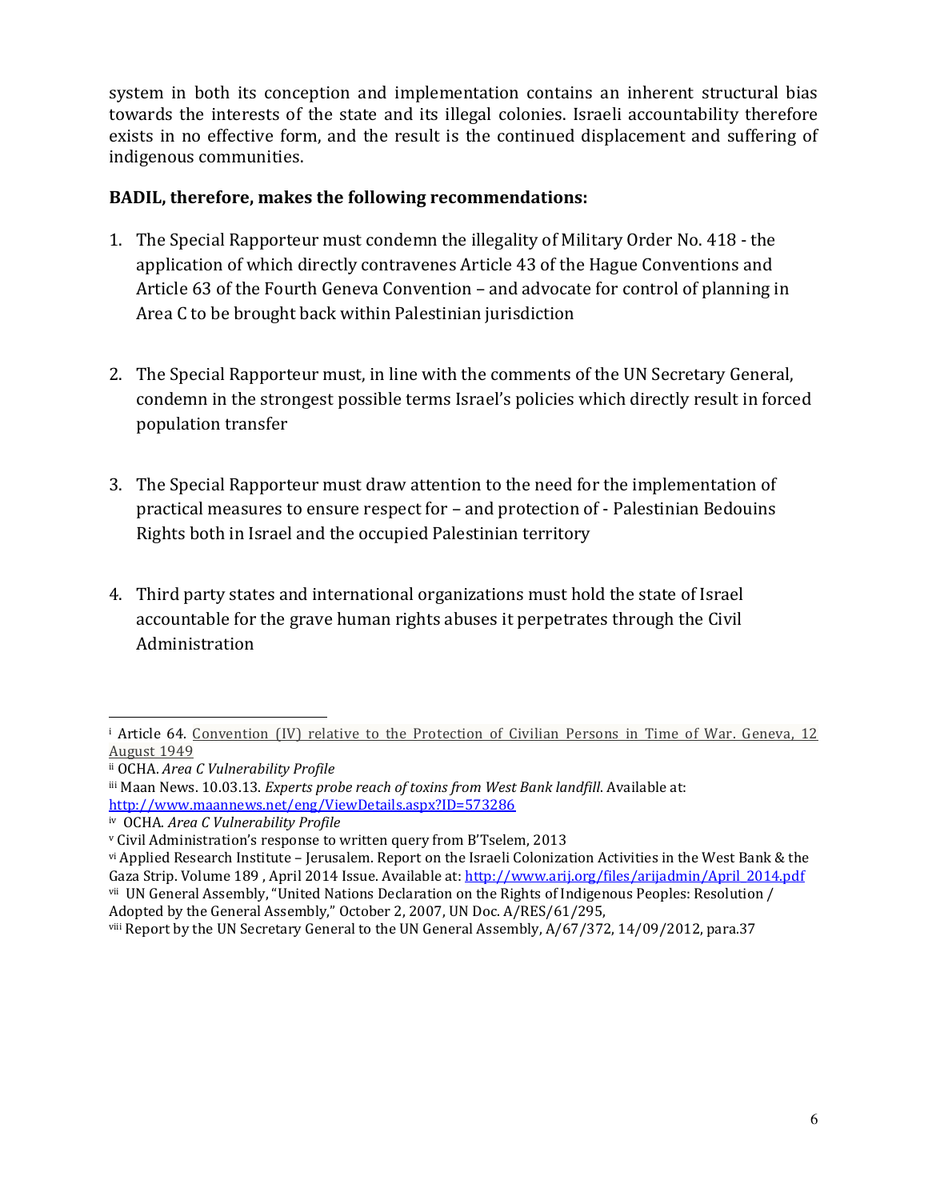system in both its conception and implementation contains an inherent structural bias towards the interests of the state and its illegal colonies. Israeli accountability therefore exists in no effective form, and the result is the continued displacement and suffering of indigenous communities.

**BADIL, therefore, makes the following recommendations:**

1. The Special Rapporteur must condemn the illegality of Military Order No. 418 - the application of which directly contravenes Article 43 of the Hague Conventions and Article 63 of the Fourth Geneva Convention – and advocate for control of planning in Area C to be brought back within Palestinian jurisdiction

2. The Special Rapporteur must, in line with the comments of the UN Secretary General, condemn in the strongest possible terms Israel's policies which directly result in forced population transfer

3. The Special Rapporteur must draw attention to the need for the implementation of practical measures to ensure respect for – and protection of - Palestinian Bedouins Rights both in Israel and the occupied Palestinian territory

4. Third party states and international organizations must hold the state of Israel accountable for the grave human rights abuses it perpetrates through the Civil Administration

---

[i] Article 64. Convention (IV) relative to the Protection of Civilian Persons in Time of War. Geneva, 12 August 1949

[ii] OCHA. *Area C Vulnerability Profile*

[iii] Maan News. 10.03.13. *Experts probe reach of toxins from West Bank landfill*. Available at: http://www.maannews.net/eng/ViewDetails.aspx?ID=573286

[iv] OCHA. *Area C Vulnerability Profile*

[v] Civil Administration's response to written query from B'Tselem, 2013

[vi] Applied Research Institute – Jerusalem. Report on the Israeli Colonization Activities in the West Bank & the Gaza Strip. Volume 189 , April 2014 Issue. Available at: http://www.arij.org/files/arijadmin/April_2014.pdf

[vii] UN General Assembly, "United Nations Declaration on the Rights of Indigenous Peoples: Resolution / Adopted by the General Assembly," October 2, 2007, UN Doc. A/RES/61/295,

[viii] Report by the UN Secretary General to the UN General Assembly, A/67/372, 14/09/2012, para.37